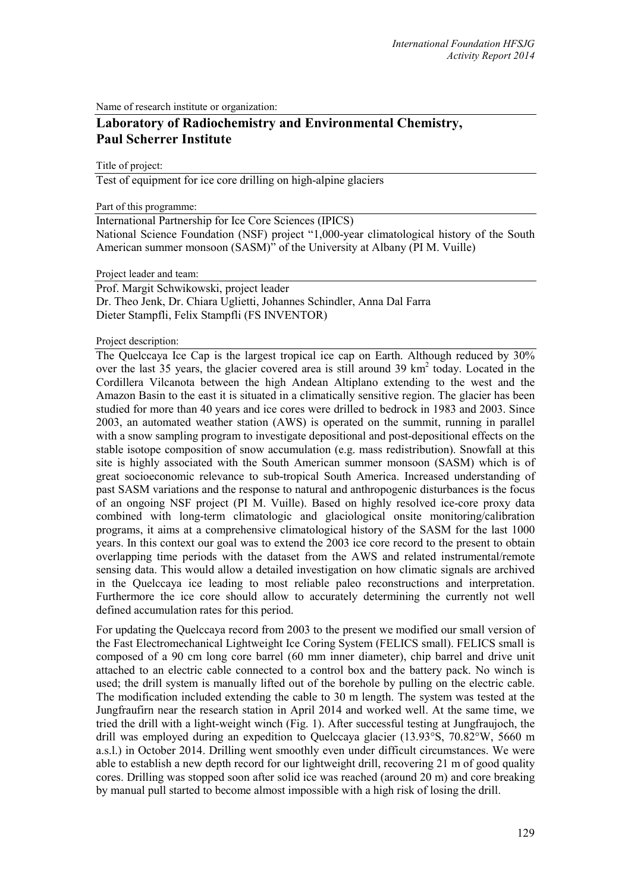Name of research institute or organization:

# Laboratory of Radiochemistry and Environmental Chemistry, Paul Scherrer Institute

Title of project:

Test of equipment for ice core drilling on high-alpine glaciers

Part of this programme:

International Partnership for Ice Core Sciences (IPICS)
National Science Foundation (NSF) project "1,000-year climatological history of the South American summer monsoon (SASM)" of the University at Albany (PI M. Vuille)

Project leader and team:

Prof. Margit Schwikowski, project leader
Dr. Theo Jenk, Dr. Chiara Uglietti, Johannes Schindler, Anna Dal Farra
Dieter Stampfli, Felix Stampfli (FS INVENTOR)

Project description:

The Quelccaya Ice Cap is the largest tropical ice cap on Earth. Although reduced by 30% over the last 35 years, the glacier covered area is still around 39 km$^2$ today. Located in the Cordillera Vilcanota between the high Andean Altiplano extending to the west and the Amazon Basin to the east it is situated in a climatically sensitive region. The glacier has been studied for more than 40 years and ice cores were drilled to bedrock in 1983 and 2003. Since 2003, an automated weather station (AWS) is operated on the summit, running in parallel with a snow sampling program to investigate depositional and post-depositional effects on the stable isotope composition of snow accumulation (e.g. mass redistribution). Snowfall at this site is highly associated with the South American summer monsoon (SASM) which is of great socioeconomic relevance to sub-tropical South America. Increased understanding of past SASM variations and the response to natural and anthropogenic disturbances is the focus of an ongoing NSF project (PI M. Vuille). Based on highly resolved ice-core proxy data combined with long-term climatologic and glaciological onsite monitoring/calibration programs, it aims at a comprehensive climatological history of the SASM for the last 1000 years. In this context our goal was to extend the 2003 ice core record to the present to obtain overlapping time periods with the dataset from the AWS and related instrumental/remote sensing data. This would allow a detailed investigation on how climatic signals are archived in the Quelccaya ice leading to most reliable paleo reconstructions and interpretation. Furthermore the ice core should allow to accurately determining the currently not well defined accumulation rates for this period.

For updating the Quelccaya record from 2003 to the present we modified our small version of the Fast Electromechanical Lightweight Ice Coring System (FELICS small). FELICS small is composed of a 90 cm long core barrel (60 mm inner diameter), chip barrel and drive unit attached to an electric cable connected to a control box and the battery pack. No winch is used; the drill system is manually lifted out of the borehole by pulling on the electric cable. The modification included extending the cable to 30 m length. The system was tested at the Jungfraufirn near the research station in April 2014 and worked well. At the same time, we tried the drill with a light-weight winch (Fig. 1). After successful testing at Jungfraujoch, the drill was employed during an expedition to Quelccaya glacier (13.93°S, 70.82°W, 5660 m a.s.l.) in October 2014. Drilling went smoothly even under difficult circumstances. We were able to establish a new depth record for our lightweight drill, recovering 21 m of good quality cores. Drilling was stopped soon after solid ice was reached (around 20 m) and core breaking by manual pull started to become almost impossible with a high risk of losing the drill.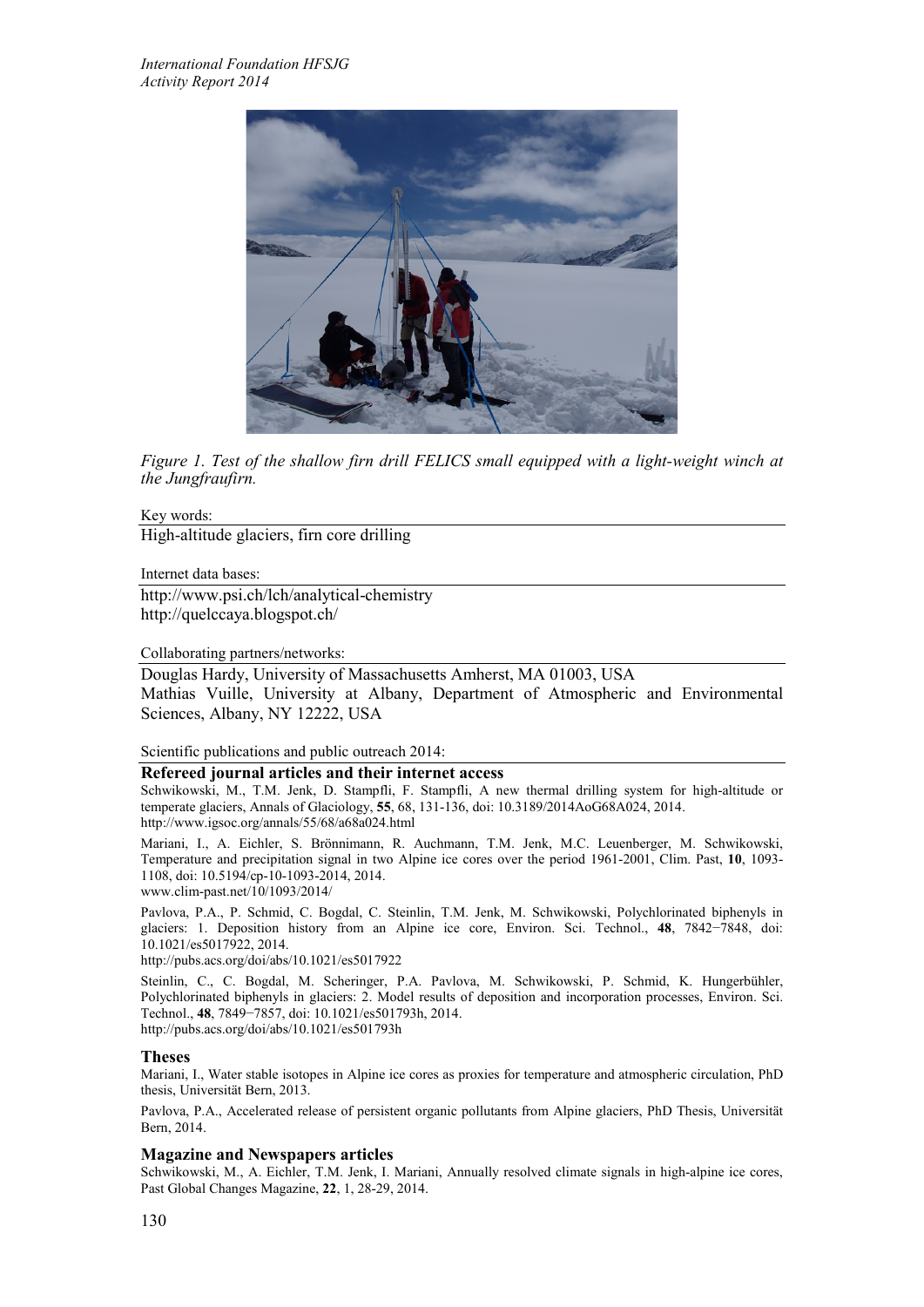*Figure 1. Test of the shallow firn drill FELICS small equipped with a light-weight winch at the Jungfraufirn.*

Key words:

High-altitude glaciers, firn core drilling

Internet data bases:

http://www.psi.ch/lch/analytical-chemistry
http://quelccaya.blogspot.ch/

Collaborating partners/networks:

Douglas Hardy, University of Massachusetts Amherst, MA 01003, USA
Mathias Vuille, University at Albany, Department of Atmospheric and Environmental Sciences, Albany, NY 12222, USA

Scientific publications and public outreach 2014:

## Refereed journal articles and their internet access

Schwikowski, M., T.M. Jenk, D. Stampfli, F. Stampfli, A new thermal drilling system for high-altitude or temperate glaciers, Annals of Glaciology, **55**, 68, 131-136, doi: 10.3189/2014AoG68A024, 2014.
http://www.igsoc.org/annals/55/68/a68a024.html

Mariani, I., A. Eichler, S. Brönnimann, R. Auchmann, T.M. Jenk, M.C. Leuenberger, M. Schwikowski, Temperature and precipitation signal in two Alpine ice cores over the period 1961-2001, Clim. Past, **10**, 1093-1108, doi: 10.5194/cp-10-1093-2014, 2014.
www.clim-past.net/10/1093/2014/

Pavlova, P.A., P. Schmid, C. Bogdal, C. Steinlin, T.M. Jenk, M. Schwikowski, Polychlorinated biphenyls in glaciers: 1. Deposition history from an Alpine ice core, Environ. Sci. Technol., **48**, 7842−7848, doi: 10.1021/es5017922, 2014.
http://pubs.acs.org/doi/abs/10.1021/es5017922

Steinlin, C., C. Bogdal, M. Scheringer, P.A. Pavlova, M. Schwikowski, P. Schmid, K. Hungerbühler, Polychlorinated biphenyls in glaciers: 2. Model results of deposition and incorporation processes, Environ. Sci. Technol., **48**, 7849−7857, doi: 10.1021/es501793h, 2014.
http://pubs.acs.org/doi/abs/10.1021/es501793h

## Theses

Mariani, I., Water stable isotopes in Alpine ice cores as proxies for temperature and atmospheric circulation, PhD thesis, Universität Bern, 2013.

Pavlova, P.A., Accelerated release of persistent organic pollutants from Alpine glaciers, PhD Thesis, Universität Bern, 2014.

## Magazine and Newspapers articles

Schwikowski, M., A. Eichler, T.M. Jenk, I. Mariani, Annually resolved climate signals in high-alpine ice cores, Past Global Changes Magazine, **22**, 1, 28-29, 2014.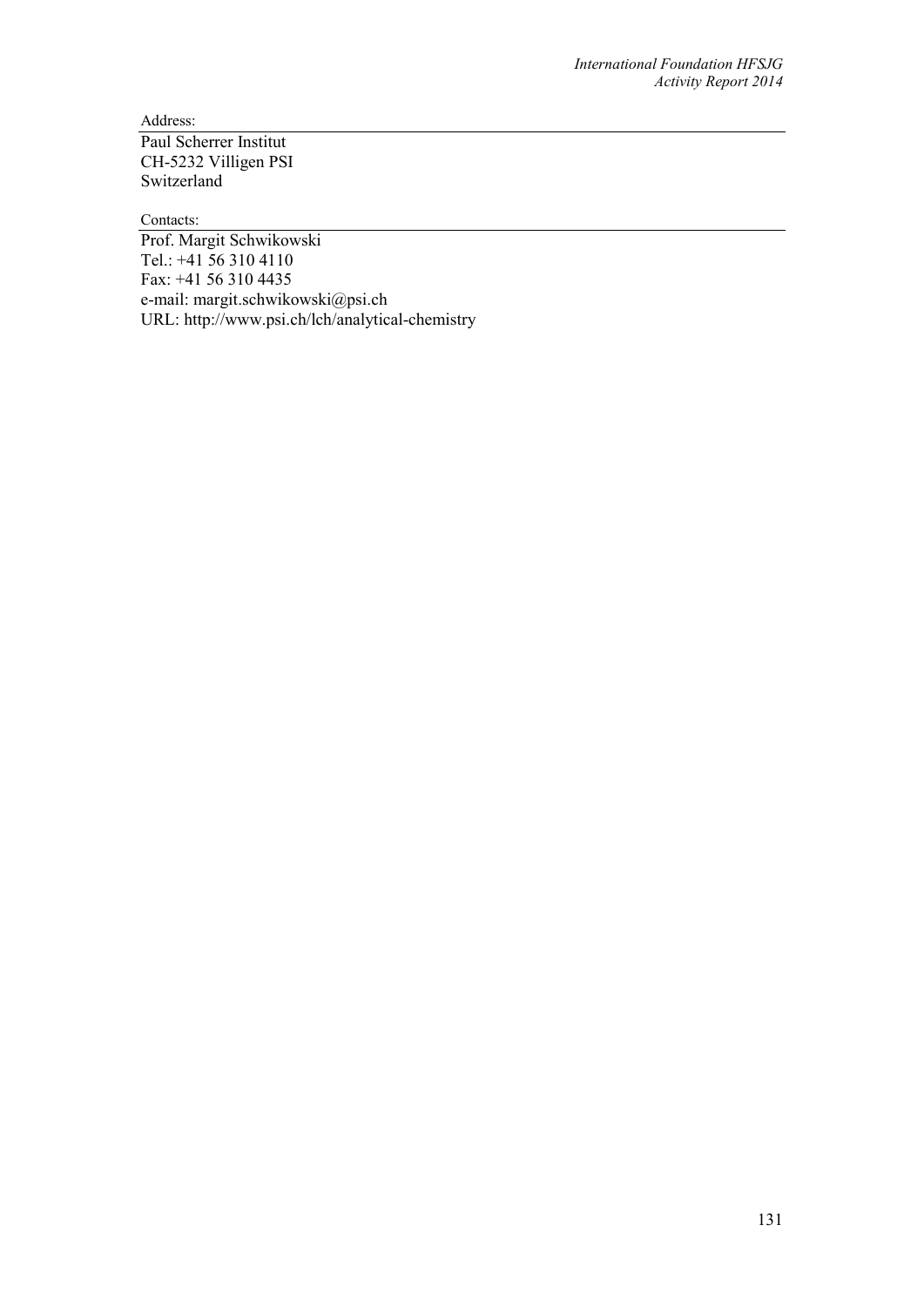Address:

Paul Scherrer Institut
CH-5232 Villigen PSI
Switzerland

Contacts:

Prof. Margit Schwikowski
Tel.: +41 56 310 4110
Fax: +41 56 310 4435
e-mail: margit.schwikowski@psi.ch
URL: http://www.psi.ch/lch/analytical-chemistry